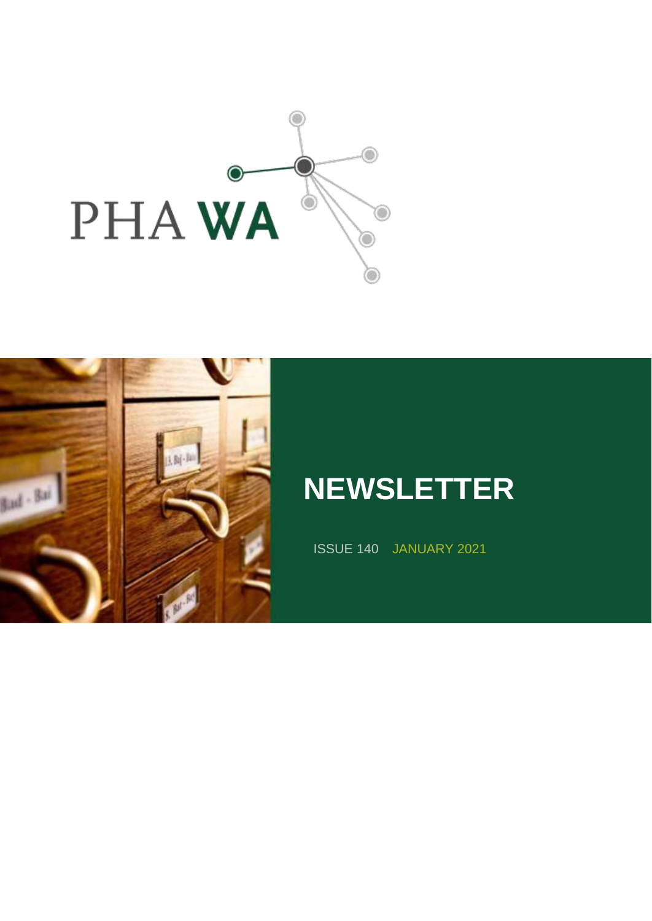PHA WA

# NEWSLETTER

ISSUE 140 JANUARY 2021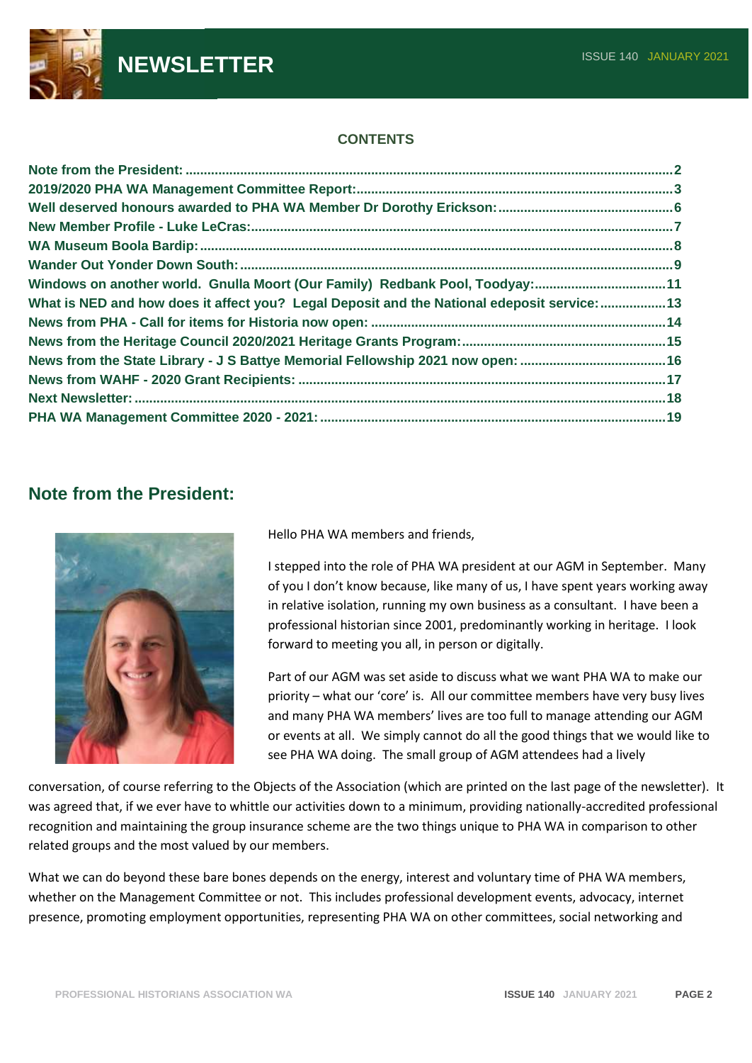# NEWSLETTER

ISSUE 140 JANUARY 2021

**CONTENTS**

- Note from the President: ....2
- 2019/2020 PHA WA Management Committee Report: ....3
- Well deserved honours awarded to PHA WA Member Dr Dorothy Erickson: ....6
- New Member Profile - Luke LeCras: ....7
- WA Museum Boola Bardip: ....8
- Wander Out Yonder Down South: ....9
- Windows on another world. Gnulla Moort (Our Family) Redbank Pool, Toodyay: ....11
- What is NED and how does it affect you? Legal Deposit and the National edeposit service: ....13
- News from PHA - Call for items for Historia now open: ....14
- News from the Heritage Council 2020/2021 Heritage Grants Program: ....15
- News from the State Library - J S Battye Memorial Fellowship 2021 now open: ....16
- News from WAHF - 2020 Grant Recipients: ....17
- Next Newsletter: ....18
- PHA WA Management Committee 2020 - 2021: ....19

## Note from the President:

Hello PHA WA members and friends,

I stepped into the role of PHA WA president at our AGM in September. Many of you I don't know because, like many of us, I have spent years working away in relative isolation, running my own business as a consultant. I have been a professional historian since 2001, predominantly working in heritage. I look forward to meeting you all, in person or digitally.

Part of our AGM was set aside to discuss what we want PHA WA to make our priority – what our 'core' is. All our committee members have very busy lives and many PHA WA members' lives are too full to manage attending our AGM or events at all. We simply cannot do all the good things that we would like to see PHA WA doing. The small group of AGM attendees had a lively conversation, of course referring to the Objects of the Association (which are printed on the last page of the newsletter). It was agreed that, if we ever have to whittle our activities down to a minimum, providing nationally-accredited professional recognition and maintaining the group insurance scheme are the two things unique to PHA WA in comparison to other related groups and the most valued by our members.

What we can do beyond these bare bones depends on the energy, interest and voluntary time of PHA WA members, whether on the Management Committee or not. This includes professional development events, advocacy, internet presence, promoting employment opportunities, representing PHA WA on other committees, social networking and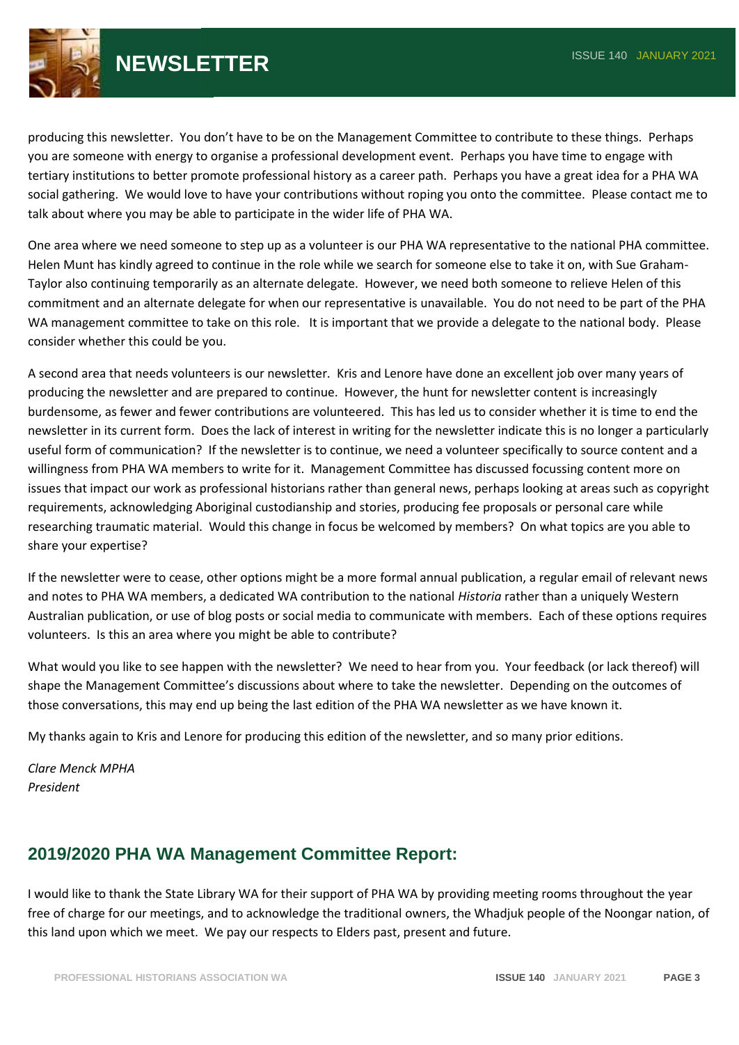producing this newsletter. You don't have to be on the Management Committee to contribute to these things. Perhaps you are someone with energy to organise a professional development event. Perhaps you have time to engage with tertiary institutions to better promote professional history as a career path. Perhaps you have a great idea for a PHA WA social gathering. We would love to have your contributions without roping you onto the committee. Please contact me to talk about where you may be able to participate in the wider life of PHA WA.

One area where we need someone to step up as a volunteer is our PHA WA representative to the national PHA committee. Helen Munt has kindly agreed to continue in the role while we search for someone else to take it on, with Sue Graham-Taylor also continuing temporarily as an alternate delegate. However, we need both someone to relieve Helen of this commitment and an alternate delegate for when our representative is unavailable. You do not need to be part of the PHA WA management committee to take on this role. It is important that we provide a delegate to the national body. Please consider whether this could be you.

A second area that needs volunteers is our newsletter. Kris and Lenore have done an excellent job over many years of producing the newsletter and are prepared to continue. However, the hunt for newsletter content is increasingly burdensome, as fewer and fewer contributions are volunteered. This has led us to consider whether it is time to end the newsletter in its current form. Does the lack of interest in writing for the newsletter indicate this is no longer a particularly useful form of communication? If the newsletter is to continue, we need a volunteer specifically to source content and a willingness from PHA WA members to write for it. Management Committee has discussed focussing content more on issues that impact our work as professional historians rather than general news, perhaps looking at areas such as copyright requirements, acknowledging Aboriginal custodianship and stories, producing fee proposals or personal care while researching traumatic material. Would this change in focus be welcomed by members? On what topics are you able to share your expertise?

If the newsletter were to cease, other options might be a more formal annual publication, a regular email of relevant news and notes to PHA WA members, a dedicated WA contribution to the national *Historia* rather than a uniquely Western Australian publication, or use of blog posts or social media to communicate with members. Each of these options requires volunteers. Is this an area where you might be able to contribute?

What would you like to see happen with the newsletter? We need to hear from you. Your feedback (or lack thereof) will shape the Management Committee's discussions about where to take the newsletter. Depending on the outcomes of those conversations, this may end up being the last edition of the PHA WA newsletter as we have known it.

My thanks again to Kris and Lenore for producing this edition of the newsletter, and so many prior editions.

*Clare Menck MPHA*
*President*

## 2019/2020 PHA WA Management Committee Report:

I would like to thank the State Library WA for their support of PHA WA by providing meeting rooms throughout the year free of charge for our meetings, and to acknowledge the traditional owners, the Whadjuk people of the Noongar nation, of this land upon which we meet. We pay our respects to Elders past, present and future.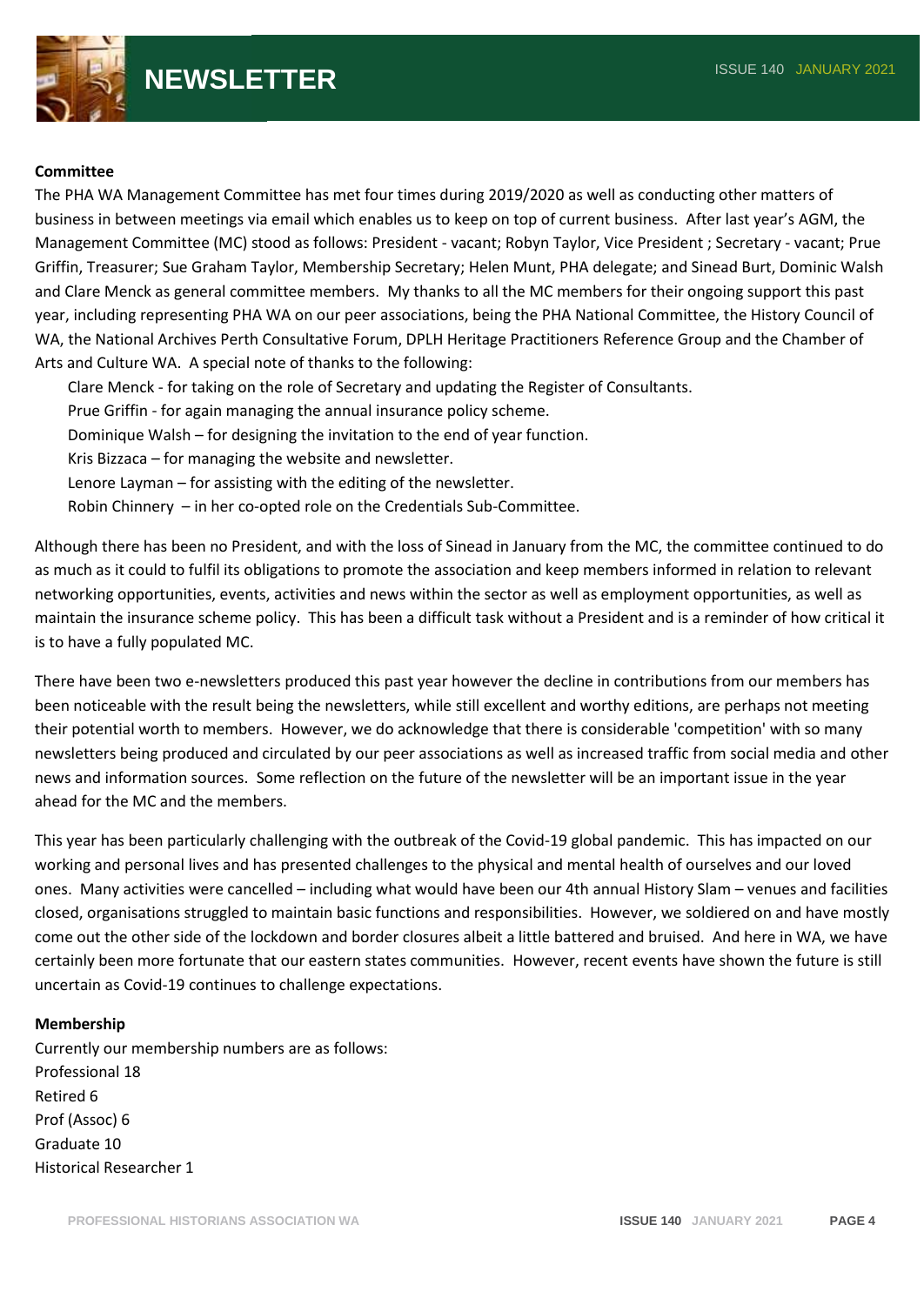**Committee**

The PHA WA Management Committee has met four times during 2019/2020 as well as conducting other matters of business in between meetings via email which enables us to keep on top of current business. After last year's AGM, the Management Committee (MC) stood as follows: President - vacant; Robyn Taylor, Vice President ; Secretary - vacant; Prue Griffin, Treasurer; Sue Graham Taylor, Membership Secretary; Helen Munt, PHA delegate; and Sinead Burt, Dominic Walsh and Clare Menck as general committee members. My thanks to all the MC members for their ongoing support this past year, including representing PHA WA on our peer associations, being the PHA National Committee, the History Council of WA, the National Archives Perth Consultative Forum, DPLH Heritage Practitioners Reference Group and the Chamber of Arts and Culture WA. A special note of thanks to the following:

Clare Menck - for taking on the role of Secretary and updating the Register of Consultants.
Prue Griffin - for again managing the annual insurance policy scheme.
Dominique Walsh – for designing the invitation to the end of year function.
Kris Bizzaca – for managing the website and newsletter.
Lenore Layman – for assisting with the editing of the newsletter.
Robin Chinnery – in her co-opted role on the Credentials Sub-Committee.

Although there has been no President, and with the loss of Sinead in January from the MC, the committee continued to do as much as it could to fulfil its obligations to promote the association and keep members informed in relation to relevant networking opportunities, events, activities and news within the sector as well as employment opportunities, as well as maintain the insurance scheme policy. This has been a difficult task without a President and is a reminder of how critical it is to have a fully populated MC.

There have been two e-newsletters produced this past year however the decline in contributions from our members has been noticeable with the result being the newsletters, while still excellent and worthy editions, are perhaps not meeting their potential worth to members. However, we do acknowledge that there is considerable 'competition' with so many newsletters being produced and circulated by our peer associations as well as increased traffic from social media and other news and information sources. Some reflection on the future of the newsletter will be an important issue in the year ahead for the MC and the members.

This year has been particularly challenging with the outbreak of the Covid-19 global pandemic. This has impacted on our working and personal lives and has presented challenges to the physical and mental health of ourselves and our loved ones. Many activities were cancelled – including what would have been our 4th annual History Slam – venues and facilities closed, organisations struggled to maintain basic functions and responsibilities. However, we soldiered on and have mostly come out the other side of the lockdown and border closures albeit a little battered and bruised. And here in WA, we have certainly been more fortunate that our eastern states communities. However, recent events have shown the future is still uncertain as Covid-19 continues to challenge expectations.

**Membership**

Currently our membership numbers are as follows:
Professional 18
Retired 6
Prof (Assoc) 6
Graduate 10
Historical Researcher 1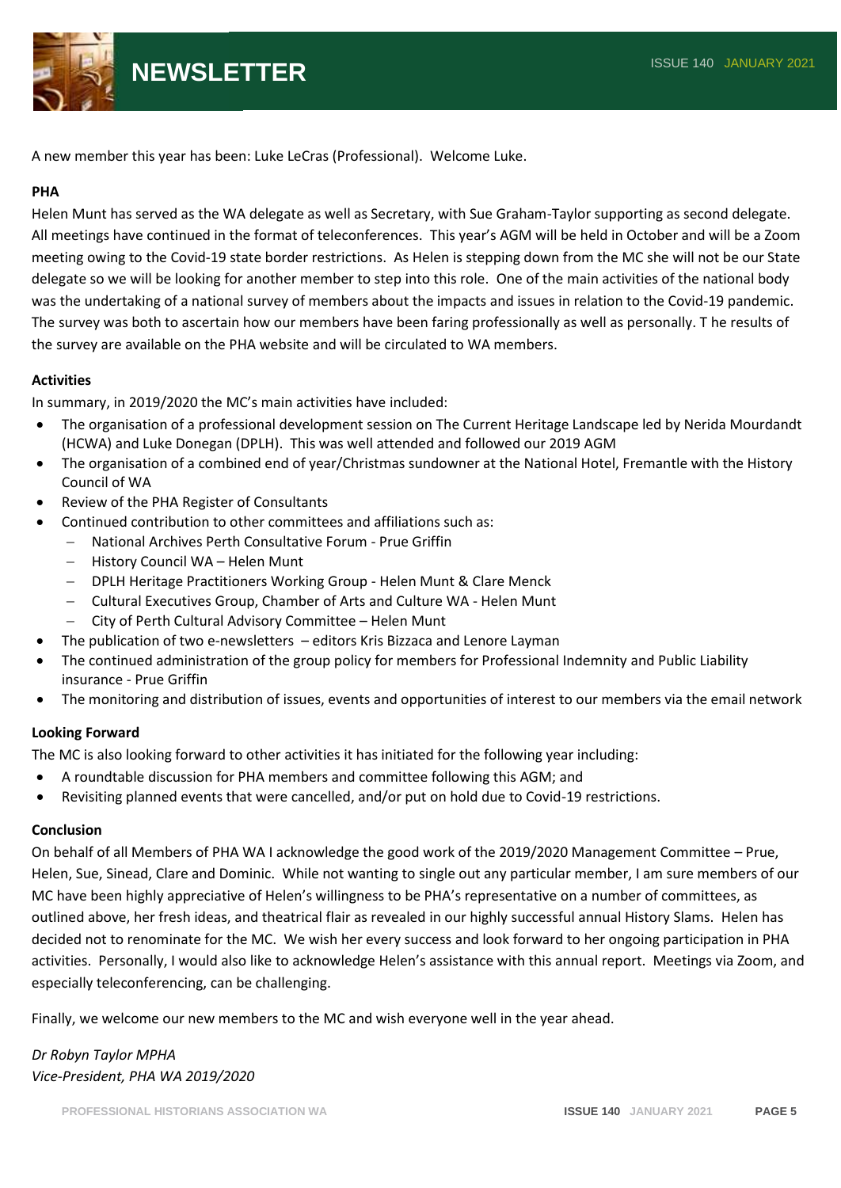A new member this year has been: Luke LeCras (Professional). Welcome Luke.

**PHA**

Helen Munt has served as the WA delegate as well as Secretary, with Sue Graham-Taylor supporting as second delegate. All meetings have continued in the format of teleconferences. This year's AGM will be held in October and will be a Zoom meeting owing to the Covid-19 state border restrictions. As Helen is stepping down from the MC she will not be our State delegate so we will be looking for another member to step into this role. One of the main activities of the national body was the undertaking of a national survey of members about the impacts and issues in relation to the Covid-19 pandemic. The survey was both to ascertain how our members have been faring professionally as well as personally. T he results of the survey are available on the PHA website and will be circulated to WA members.

**Activities**

In summary, in 2019/2020 the MC's main activities have included:

- The organisation of a professional development session on The Current Heritage Landscape led by Nerida Mourdandt (HCWA) and Luke Donegan (DPLH). This was well attended and followed our 2019 AGM
- The organisation of a combined end of year/Christmas sundowner at the National Hotel, Fremantle with the History Council of WA
- Review of the PHA Register of Consultants
- Continued contribution to other committees and affiliations such as:
  - National Archives Perth Consultative Forum - Prue Griffin
  - History Council WA – Helen Munt
  - DPLH Heritage Practitioners Working Group - Helen Munt & Clare Menck
  - Cultural Executives Group, Chamber of Arts and Culture WA - Helen Munt
  - City of Perth Cultural Advisory Committee – Helen Munt
- The publication of two e-newsletters – editors Kris Bizzaca and Lenore Layman
- The continued administration of the group policy for members for Professional Indemnity and Public Liability insurance - Prue Griffin
- The monitoring and distribution of issues, events and opportunities of interest to our members via the email network

**Looking Forward**

The MC is also looking forward to other activities it has initiated for the following year including:

- A roundtable discussion for PHA members and committee following this AGM; and
- Revisiting planned events that were cancelled, and/or put on hold due to Covid-19 restrictions.

**Conclusion**

On behalf of all Members of PHA WA I acknowledge the good work of the 2019/2020 Management Committee – Prue, Helen, Sue, Sinead, Clare and Dominic. While not wanting to single out any particular member, I am sure members of our MC have been highly appreciative of Helen's willingness to be PHA's representative on a number of committees, as outlined above, her fresh ideas, and theatrical flair as revealed in our highly successful annual History Slams. Helen has decided not to renominate for the MC. We wish her every success and look forward to her ongoing participation in PHA activities. Personally, I would also like to acknowledge Helen's assistance with this annual report. Meetings via Zoom, and especially teleconferencing, can be challenging.

Finally, we welcome our new members to the MC and wish everyone well in the year ahead.

*Dr Robyn Taylor MPHA*
*Vice-President, PHA WA 2019/2020*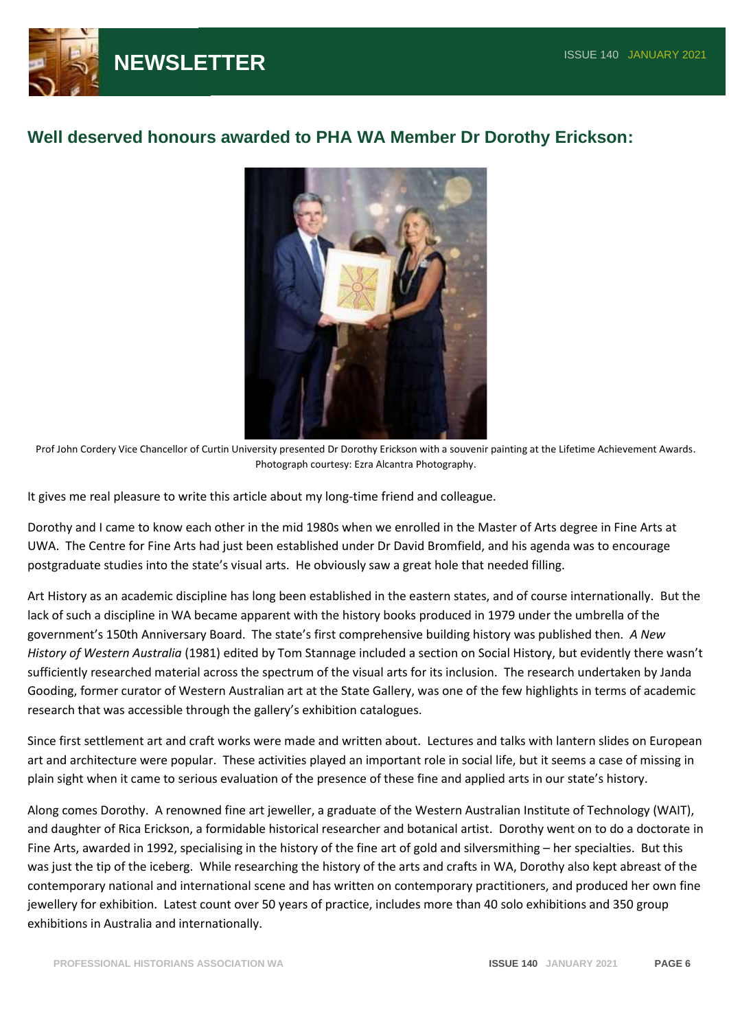## Well deserved honours awarded to PHA WA Member Dr Dorothy Erickson:

Prof John Cordery Vice Chancellor of Curtin University presented Dr Dorothy Erickson with a souvenir painting at the Lifetime Achievement Awards. Photograph courtesy: Ezra Alcantra Photography.

It gives me real pleasure to write this article about my long-time friend and colleague.

Dorothy and I came to know each other in the mid 1980s when we enrolled in the Master of Arts degree in Fine Arts at UWA. The Centre for Fine Arts had just been established under Dr David Bromfield, and his agenda was to encourage postgraduate studies into the state's visual arts. He obviously saw a great hole that needed filling.

Art History as an academic discipline has long been established in the eastern states, and of course internationally. But the lack of such a discipline in WA became apparent with the history books produced in 1979 under the umbrella of the government's 150th Anniversary Board. The state's first comprehensive building history was published then. *A New History of Western Australia* (1981) edited by Tom Stannage included a section on Social History, but evidently there wasn't sufficiently researched material across the spectrum of the visual arts for its inclusion. The research undertaken by Janda Gooding, former curator of Western Australian art at the State Gallery, was one of the few highlights in terms of academic research that was accessible through the gallery's exhibition catalogues.

Since first settlement art and craft works were made and written about. Lectures and talks with lantern slides on European art and architecture were popular. These activities played an important role in social life, but it seems a case of missing in plain sight when it came to serious evaluation of the presence of these fine and applied arts in our state's history.

Along comes Dorothy. A renowned fine art jeweller, a graduate of the Western Australian Institute of Technology (WAIT), and daughter of Rica Erickson, a formidable historical researcher and botanical artist. Dorothy went on to do a doctorate in Fine Arts, awarded in 1992, specialising in the history of the fine art of gold and silversmithing – her specialties. But this was just the tip of the iceberg. While researching the history of the arts and crafts in WA, Dorothy also kept abreast of the contemporary national and international scene and has written on contemporary practitioners, and produced her own fine jewellery for exhibition. Latest count over 50 years of practice, includes more than 40 solo exhibitions and 350 group exhibitions in Australia and internationally.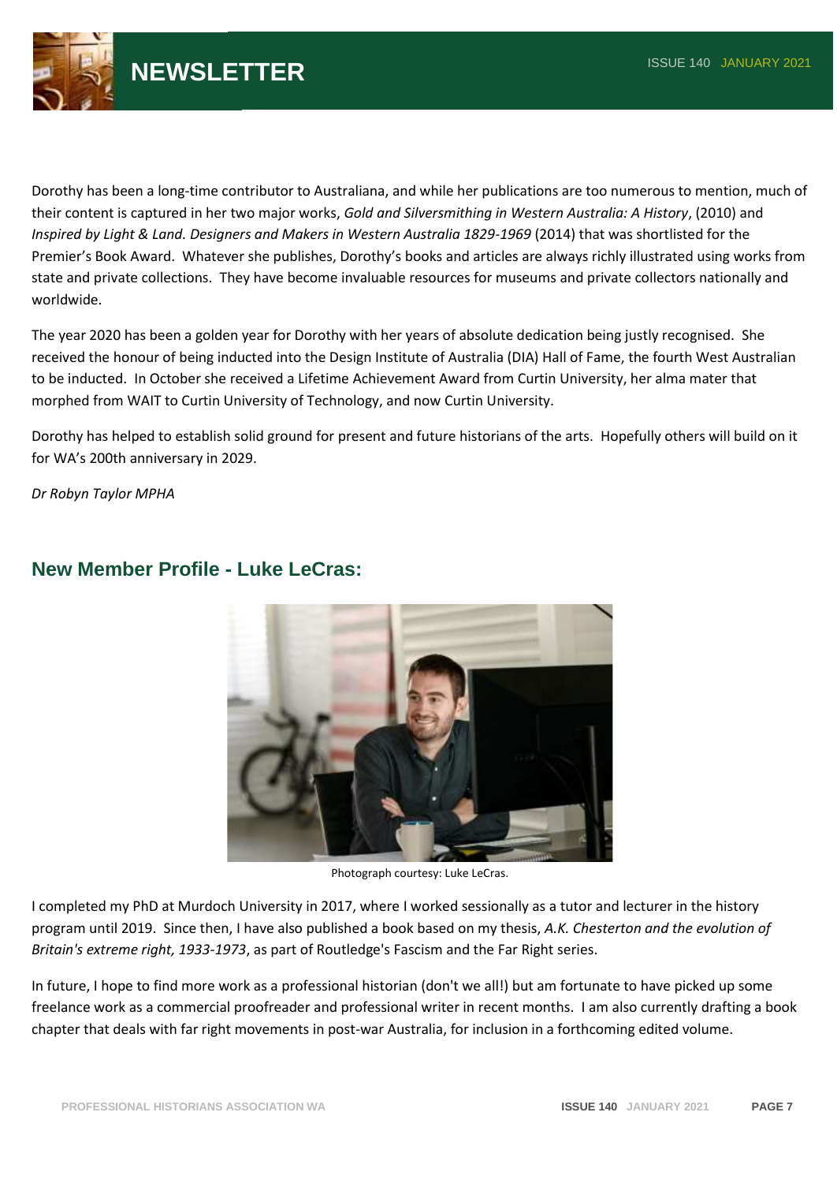Dorothy has been a long-time contributor to Australiana, and while her publications are too numerous to mention, much of their content is captured in her two major works, *Gold and Silversmithing in Western Australia: A History*, (2010) and *Inspired by Light & Land. Designers and Makers in Western Australia 1829-1969* (2014) that was shortlisted for the Premier's Book Award. Whatever she publishes, Dorothy's books and articles are always richly illustrated using works from state and private collections. They have become invaluable resources for museums and private collectors nationally and worldwide.

The year 2020 has been a golden year for Dorothy with her years of absolute dedication being justly recognised. She received the honour of being inducted into the Design Institute of Australia (DIA) Hall of Fame, the fourth West Australian to be inducted. In October she received a Lifetime Achievement Award from Curtin University, her alma mater that morphed from WAIT to Curtin University of Technology, and now Curtin University.

Dorothy has helped to establish solid ground for present and future historians of the arts. Hopefully others will build on it for WA's 200th anniversary in 2029.

*Dr Robyn Taylor MPHA*

## New Member Profile - Luke LeCras:

Photograph courtesy: Luke LeCras.

I completed my PhD at Murdoch University in 2017, where I worked sessionally as a tutor and lecturer in the history program until 2019. Since then, I have also published a book based on my thesis, *A.K. Chesterton and the evolution of Britain's extreme right, 1933-1973*, as part of Routledge's Fascism and the Far Right series.

In future, I hope to find more work as a professional historian (don't we all!) but am fortunate to have picked up some freelance work as a commercial proofreader and professional writer in recent months. I am also currently drafting a book chapter that deals with far right movements in post-war Australia, for inclusion in a forthcoming edited volume.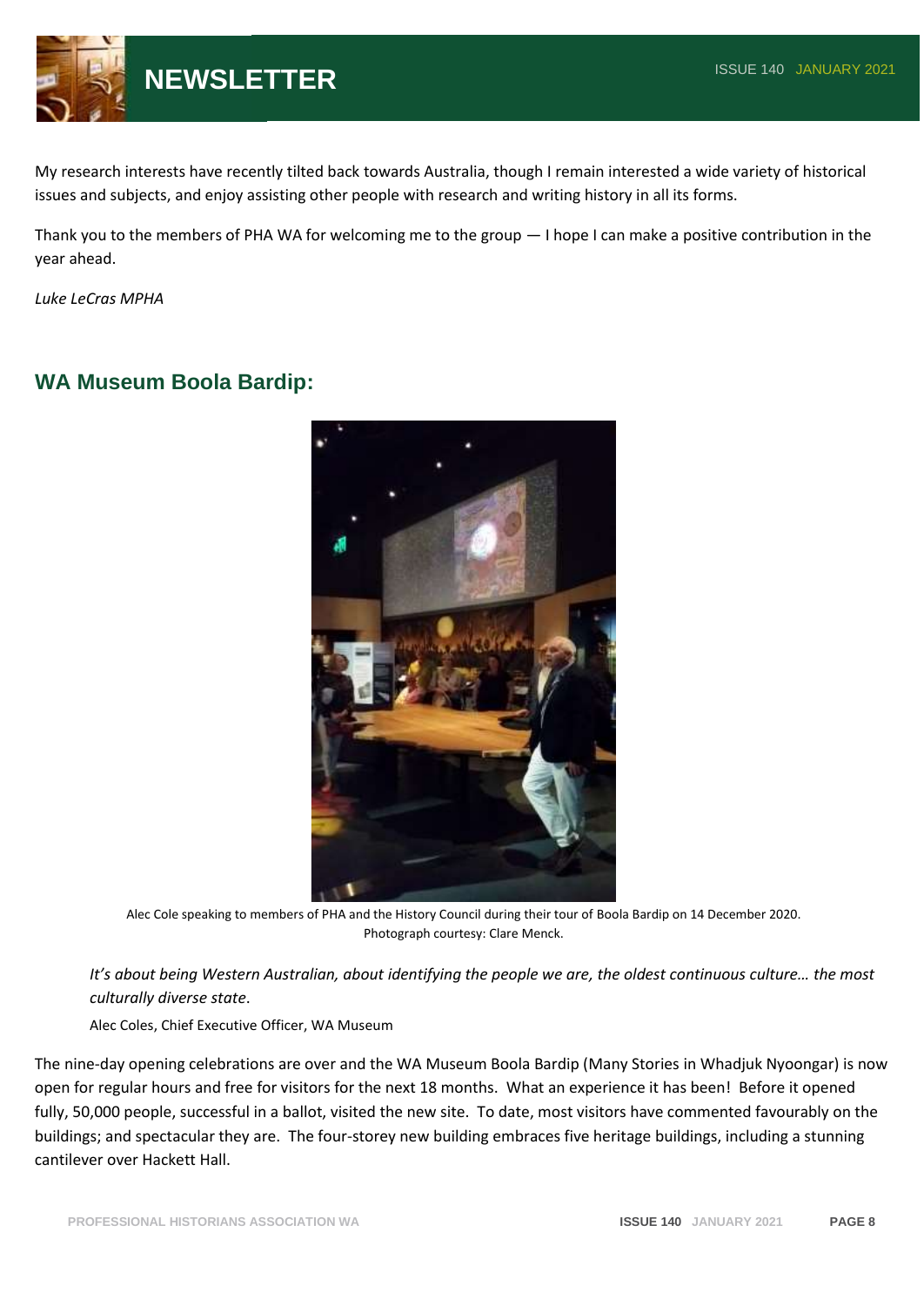My research interests have recently tilted back towards Australia, though I remain interested a wide variety of historical issues and subjects, and enjoy assisting other people with research and writing history in all its forms.

Thank you to the members of PHA WA for welcoming me to the group — I hope I can make a positive contribution in the year ahead.

*Luke LeCras MPHA*

## WA Museum Boola Bardip:

Alec Cole speaking to members of PHA and the History Council during their tour of Boola Bardip on 14 December 2020. Photograph courtesy: Clare Menck.

> *It's about being Western Australian, about identifying the people we are, the oldest continuous culture… the most culturally diverse state*.
>
> Alec Coles, Chief Executive Officer, WA Museum

The nine-day opening celebrations are over and the WA Museum Boola Bardip (Many Stories in Whadjuk Nyoongar) is now open for regular hours and free for visitors for the next 18 months. What an experience it has been! Before it opened fully, 50,000 people, successful in a ballot, visited the new site. To date, most visitors have commented favourably on the buildings; and spectacular they are. The four-storey new building embraces five heritage buildings, including a stunning cantilever over Hackett Hall.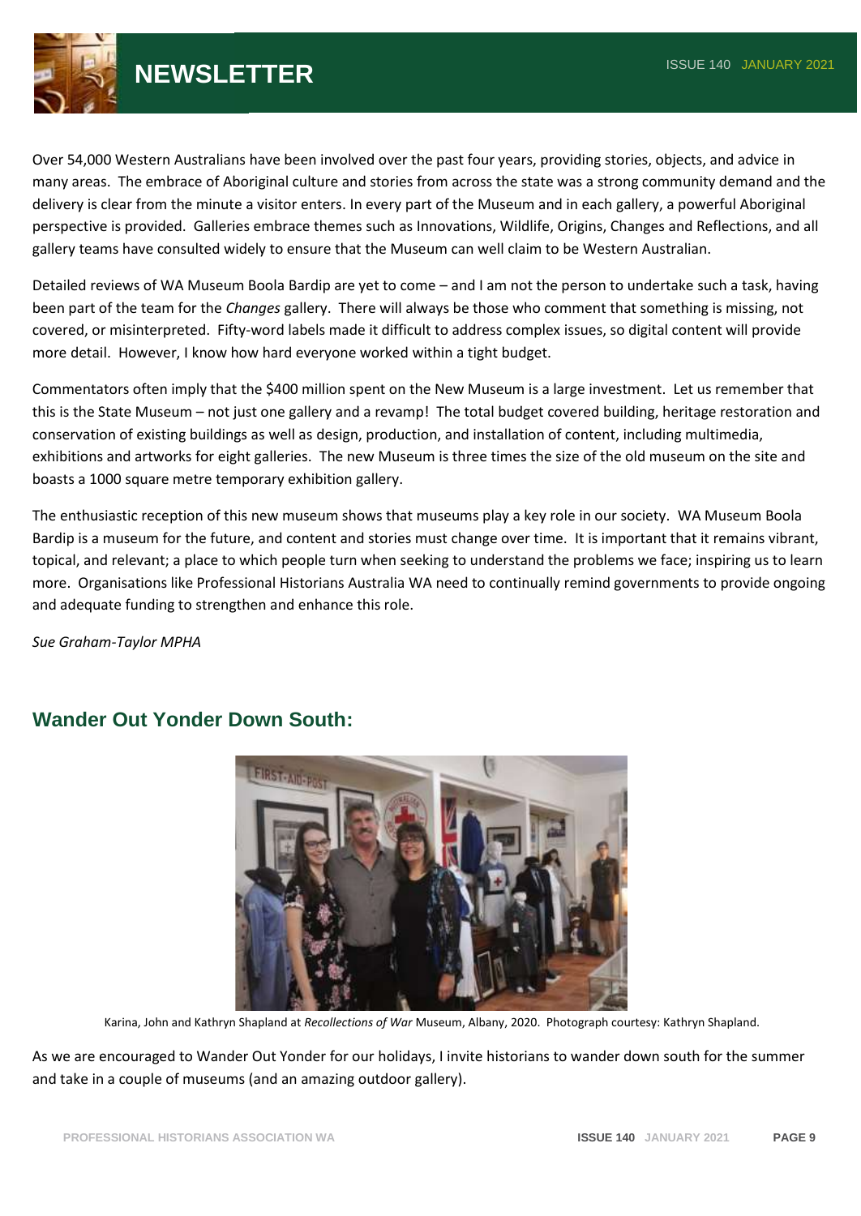Over 54,000 Western Australians have been involved over the past four years, providing stories, objects, and advice in many areas. The embrace of Aboriginal culture and stories from across the state was a strong community demand and the delivery is clear from the minute a visitor enters. In every part of the Museum and in each gallery, a powerful Aboriginal perspective is provided. Galleries embrace themes such as Innovations, Wildlife, Origins, Changes and Reflections, and all gallery teams have consulted widely to ensure that the Museum can well claim to be Western Australian.

Detailed reviews of WA Museum Boola Bardip are yet to come – and I am not the person to undertake such a task, having been part of the team for the *Changes* gallery. There will always be those who comment that something is missing, not covered, or misinterpreted. Fifty-word labels made it difficult to address complex issues, so digital content will provide more detail. However, I know how hard everyone worked within a tight budget.

Commentators often imply that the $400 million spent on the New Museum is a large investment. Let us remember that this is the State Museum – not just one gallery and a revamp! The total budget covered building, heritage restoration and conservation of existing buildings as well as design, production, and installation of content, including multimedia, exhibitions and artworks for eight galleries. The new Museum is three times the size of the old museum on the site and boasts a 1000 square metre temporary exhibition gallery.

The enthusiastic reception of this new museum shows that museums play a key role in our society. WA Museum Boola Bardip is a museum for the future, and content and stories must change over time. It is important that it remains vibrant, topical, and relevant; a place to which people turn when seeking to understand the problems we face; inspiring us to learn more. Organisations like Professional Historians Australia WA need to continually remind governments to provide ongoing and adequate funding to strengthen and enhance this role.

*Sue Graham-Taylor MPHA*

## Wander Out Yonder Down South:

Karina, John and Kathryn Shapland at *Recollections of War* Museum, Albany, 2020. Photograph courtesy: Kathryn Shapland.

As we are encouraged to Wander Out Yonder for our holidays, I invite historians to wander down south for the summer and take in a couple of museums (and an amazing outdoor gallery).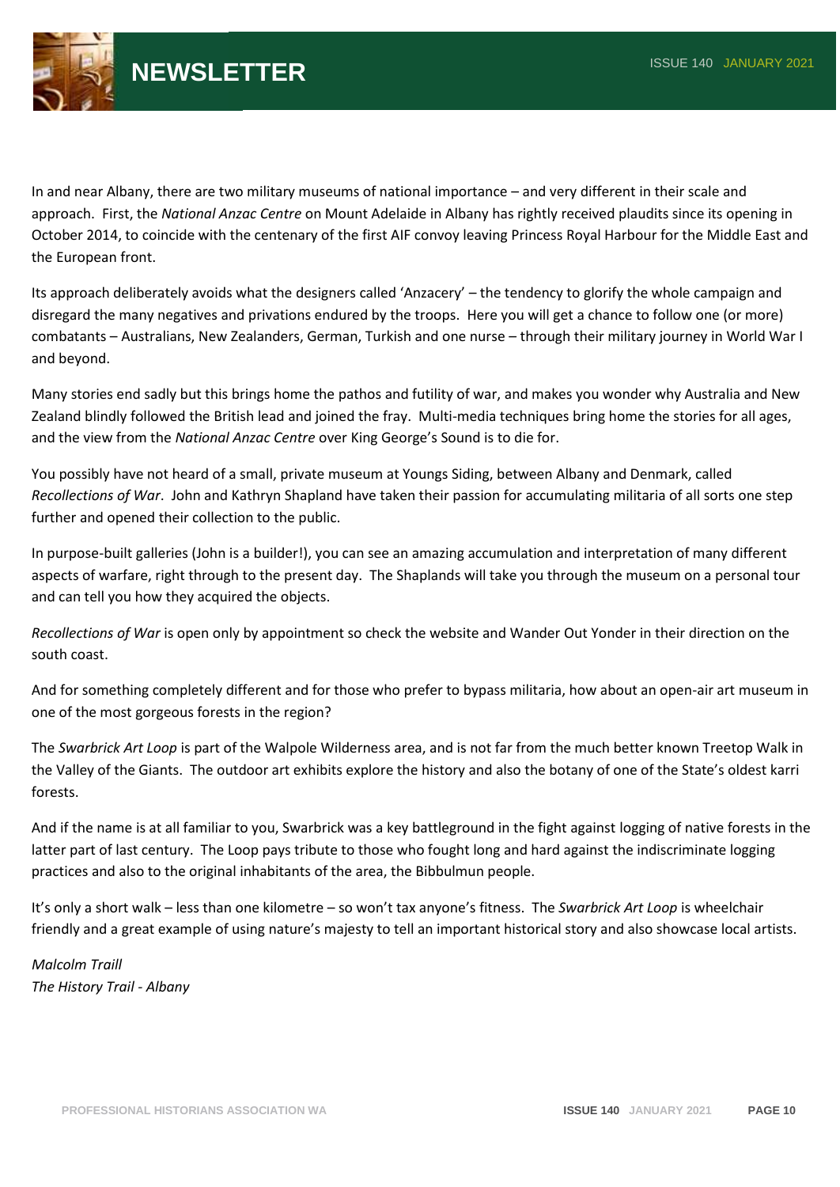In and near Albany, there are two military museums of national importance – and very different in their scale and approach. First, the *National Anzac Centre* on Mount Adelaide in Albany has rightly received plaudits since its opening in October 2014, to coincide with the centenary of the first AIF convoy leaving Princess Royal Harbour for the Middle East and the European front.

Its approach deliberately avoids what the designers called 'Anzacery' – the tendency to glorify the whole campaign and disregard the many negatives and privations endured by the troops. Here you will get a chance to follow one (or more) combatants – Australians, New Zealanders, German, Turkish and one nurse – through their military journey in World War I and beyond.

Many stories end sadly but this brings home the pathos and futility of war, and makes you wonder why Australia and New Zealand blindly followed the British lead and joined the fray. Multi-media techniques bring home the stories for all ages, and the view from the *National Anzac Centre* over King George's Sound is to die for.

You possibly have not heard of a small, private museum at Youngs Siding, between Albany and Denmark, called *Recollections of War*. John and Kathryn Shapland have taken their passion for accumulating militaria of all sorts one step further and opened their collection to the public.

In purpose-built galleries (John is a builder!), you can see an amazing accumulation and interpretation of many different aspects of warfare, right through to the present day. The Shaplands will take you through the museum on a personal tour and can tell you how they acquired the objects.

*Recollections of War* is open only by appointment so check the website and Wander Out Yonder in their direction on the south coast.

And for something completely different and for those who prefer to bypass militaria, how about an open-air art museum in one of the most gorgeous forests in the region?

The *Swarbrick Art Loop* is part of the Walpole Wilderness area, and is not far from the much better known Treetop Walk in the Valley of the Giants. The outdoor art exhibits explore the history and also the botany of one of the State's oldest karri forests.

And if the name is at all familiar to you, Swarbrick was a key battleground in the fight against logging of native forests in the latter part of last century. The Loop pays tribute to those who fought long and hard against the indiscriminate logging practices and also to the original inhabitants of the area, the Bibbulmun people.

It's only a short walk – less than one kilometre – so won't tax anyone's fitness. The *Swarbrick Art Loop* is wheelchair friendly and a great example of using nature's majesty to tell an important historical story and also showcase local artists.

*Malcolm Traill*
*The History Trail - Albany*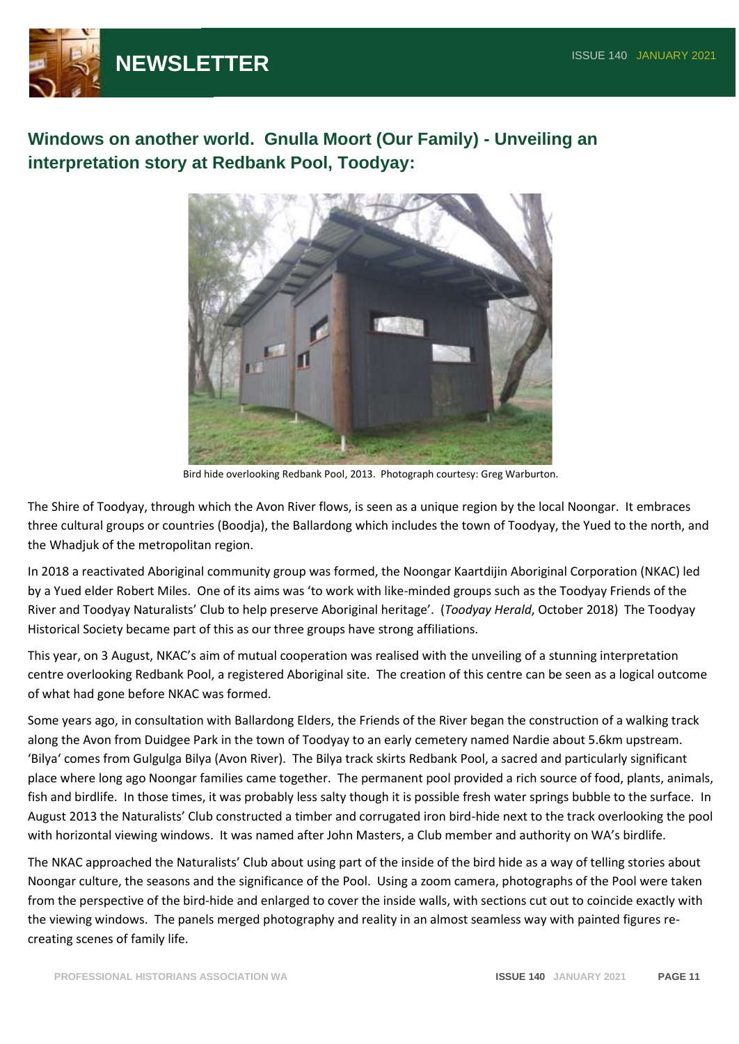## Windows on another world. Gnulla Moort (Our Family) - Unveiling an interpretation story at Redbank Pool, Toodyay:

Bird hide overlooking Redbank Pool, 2013. Photograph courtesy: Greg Warburton.

The Shire of Toodyay, through which the Avon River flows, is seen as a unique region by the local Noongar. It embraces three cultural groups or countries (Boodja), the Ballardong which includes the town of Toodyay, the Yued to the north, and the Whadjuk of the metropolitan region.

In 2018 a reactivated Aboriginal community group was formed, the Noongar Kaartdijin Aboriginal Corporation (NKAC) led by a Yued elder Robert Miles. One of its aims was 'to work with like-minded groups such as the Toodyay Friends of the River and Toodyay Naturalists' Club to help preserve Aboriginal heritage'. (*Toodyay Herald*, October 2018) The Toodyay Historical Society became part of this as our three groups have strong affiliations.

This year, on 3 August, NKAC's aim of mutual cooperation was realised with the unveiling of a stunning interpretation centre overlooking Redbank Pool, a registered Aboriginal site. The creation of this centre can be seen as a logical outcome of what had gone before NKAC was formed.

Some years ago, in consultation with Ballardong Elders, the Friends of the River began the construction of a walking track along the Avon from Duidgee Park in the town of Toodyay to an early cemetery named Nardie about 5.6km upstream. 'Bilya' comes from Gulgulga Bilya (Avon River). The Bilya track skirts Redbank Pool, a sacred and particularly significant place where long ago Noongar families came together. The permanent pool provided a rich source of food, plants, animals, fish and birdlife. In those times, it was probably less salty though it is possible fresh water springs bubble to the surface. In August 2013 the Naturalists' Club constructed a timber and corrugated iron bird-hide next to the track overlooking the pool with horizontal viewing windows. It was named after John Masters, a Club member and authority on WA's birdlife.

The NKAC approached the Naturalists' Club about using part of the inside of the bird hide as a way of telling stories about Noongar culture, the seasons and the significance of the Pool. Using a zoom camera, photographs of the Pool were taken from the perspective of the bird-hide and enlarged to cover the inside walls, with sections cut out to coincide exactly with the viewing windows. The panels merged photography and reality in an almost seamless way with painted figures re-creating scenes of family life.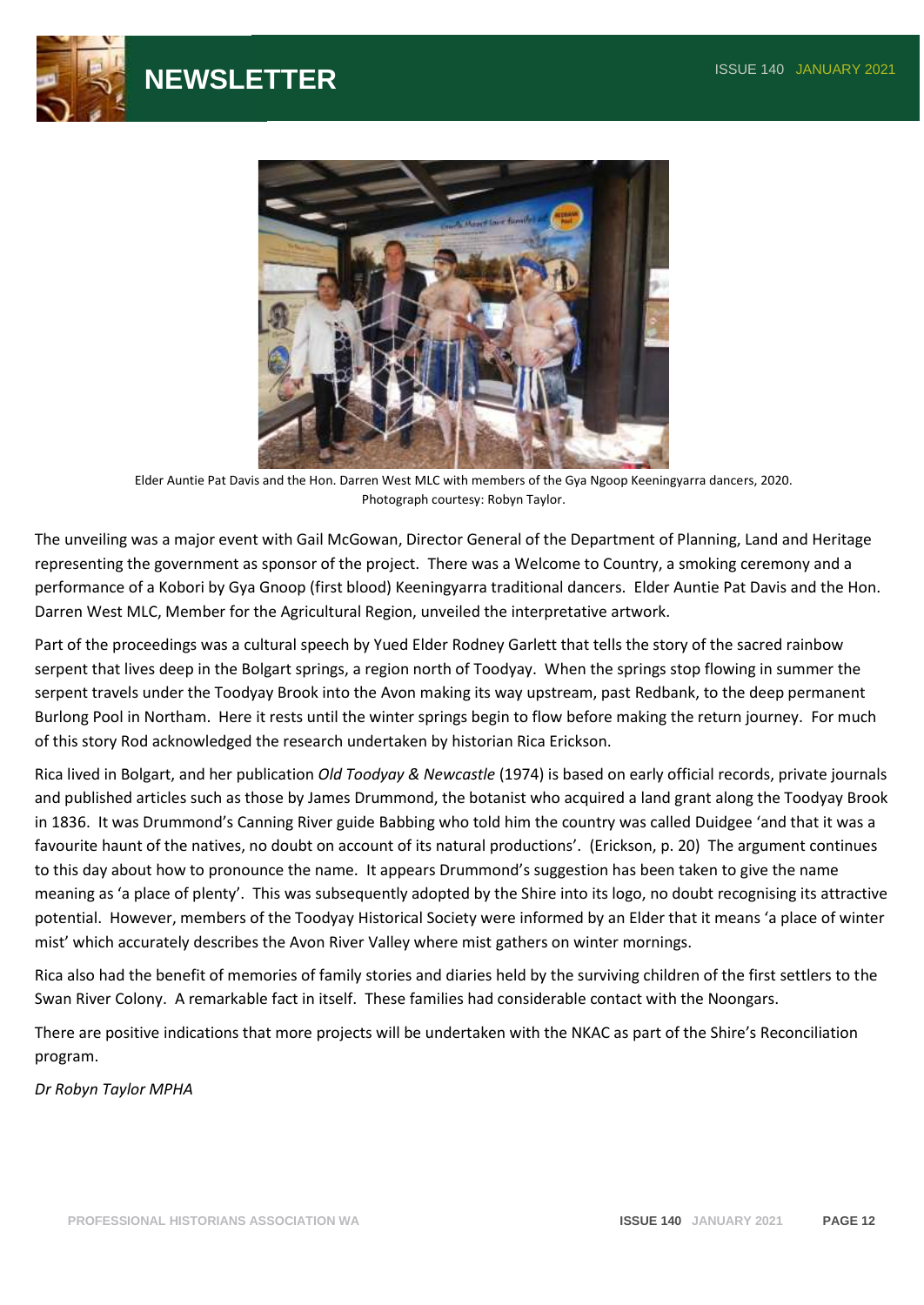Elder Auntie Pat Davis and the Hon. Darren West MLC with members of the Gya Ngoop Keeningyarra dancers, 2020. Photograph courtesy: Robyn Taylor.

The unveiling was a major event with Gail McGowan, Director General of the Department of Planning, Land and Heritage representing the government as sponsor of the project. There was a Welcome to Country, a smoking ceremony and a performance of a Kobori by Gya Gnoop (first blood) Keeningyarra traditional dancers. Elder Auntie Pat Davis and the Hon. Darren West MLC, Member for the Agricultural Region, unveiled the interpretative artwork.

Part of the proceedings was a cultural speech by Yued Elder Rodney Garlett that tells the story of the sacred rainbow serpent that lives deep in the Bolgart springs, a region north of Toodyay. When the springs stop flowing in summer the serpent travels under the Toodyay Brook into the Avon making its way upstream, past Redbank, to the deep permanent Burlong Pool in Northam. Here it rests until the winter springs begin to flow before making the return journey. For much of this story Rod acknowledged the research undertaken by historian Rica Erickson.

Rica lived in Bolgart, and her publication *Old Toodyay & Newcastle* (1974) is based on early official records, private journals and published articles such as those by James Drummond, the botanist who acquired a land grant along the Toodyay Brook in 1836. It was Drummond's Canning River guide Babbing who told him the country was called Duidgee 'and that it was a favourite haunt of the natives, no doubt on account of its natural productions'. (Erickson, p. 20) The argument continues to this day about how to pronounce the name. It appears Drummond's suggestion has been taken to give the name meaning as 'a place of plenty'. This was subsequently adopted by the Shire into its logo, no doubt recognising its attractive potential. However, members of the Toodyay Historical Society were informed by an Elder that it means 'a place of winter mist' which accurately describes the Avon River Valley where mist gathers on winter mornings.

Rica also had the benefit of memories of family stories and diaries held by the surviving children of the first settlers to the Swan River Colony. A remarkable fact in itself. These families had considerable contact with the Noongars.

There are positive indications that more projects will be undertaken with the NKAC as part of the Shire's Reconciliation program.

*Dr Robyn Taylor MPHA*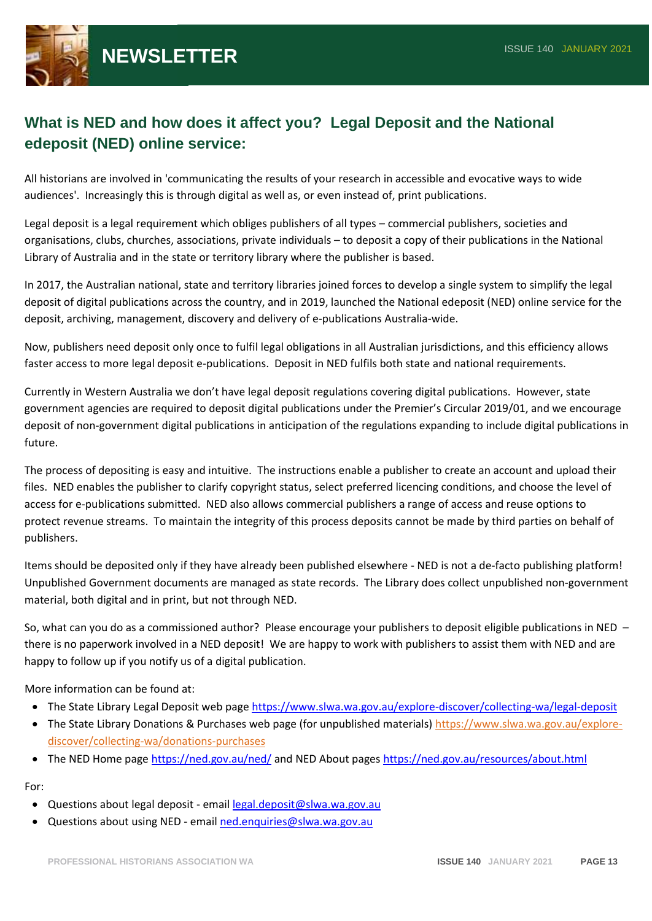## What is NED and how does it affect you? Legal Deposit and the National edeposit (NED) online service:

All historians are involved in 'communicating the results of your research in accessible and evocative ways to wide audiences'. Increasingly this is through digital as well as, or even instead of, print publications.

Legal deposit is a legal requirement which obliges publishers of all types – commercial publishers, societies and organisations, clubs, churches, associations, private individuals – to deposit a copy of their publications in the National Library of Australia and in the state or territory library where the publisher is based.

In 2017, the Australian national, state and territory libraries joined forces to develop a single system to simplify the legal deposit of digital publications across the country, and in 2019, launched the National edeposit (NED) online service for the deposit, archiving, management, discovery and delivery of e-publications Australia-wide.

Now, publishers need deposit only once to fulfil legal obligations in all Australian jurisdictions, and this efficiency allows faster access to more legal deposit e-publications. Deposit in NED fulfils both state and national requirements.

Currently in Western Australia we don't have legal deposit regulations covering digital publications. However, state government agencies are required to deposit digital publications under the Premier's Circular 2019/01, and we encourage deposit of non-government digital publications in anticipation of the regulations expanding to include digital publications in future.

The process of depositing is easy and intuitive. The instructions enable a publisher to create an account and upload their files. NED enables the publisher to clarify copyright status, select preferred licencing conditions, and choose the level of access for e-publications submitted. NED also allows commercial publishers a range of access and reuse options to protect revenue streams. To maintain the integrity of this process deposits cannot be made by third parties on behalf of publishers.

Items should be deposited only if they have already been published elsewhere - NED is not a de-facto publishing platform! Unpublished Government documents are managed as state records. The Library does collect unpublished non-government material, both digital and in print, but not through NED.

So, what can you do as a commissioned author? Please encourage your publishers to deposit eligible publications in NED – there is no paperwork involved in a NED deposit! We are happy to work with publishers to assist them with NED and are happy to follow up if you notify us of a digital publication.

More information can be found at:

- The State Library Legal Deposit web page https://www.slwa.wa.gov.au/explore-discover/collecting-wa/legal-deposit
- The State Library Donations & Purchases web page (for unpublished materials) https://www.slwa.wa.gov.au/explore-discover/collecting-wa/donations-purchases
- The NED Home page https://ned.gov.au/ned/ and NED About pages https://ned.gov.au/resources/about.html

For:

- Questions about legal deposit - email legal.deposit@slwa.wa.gov.au
- Questions about using NED - email ned.enquiries@slwa.wa.gov.au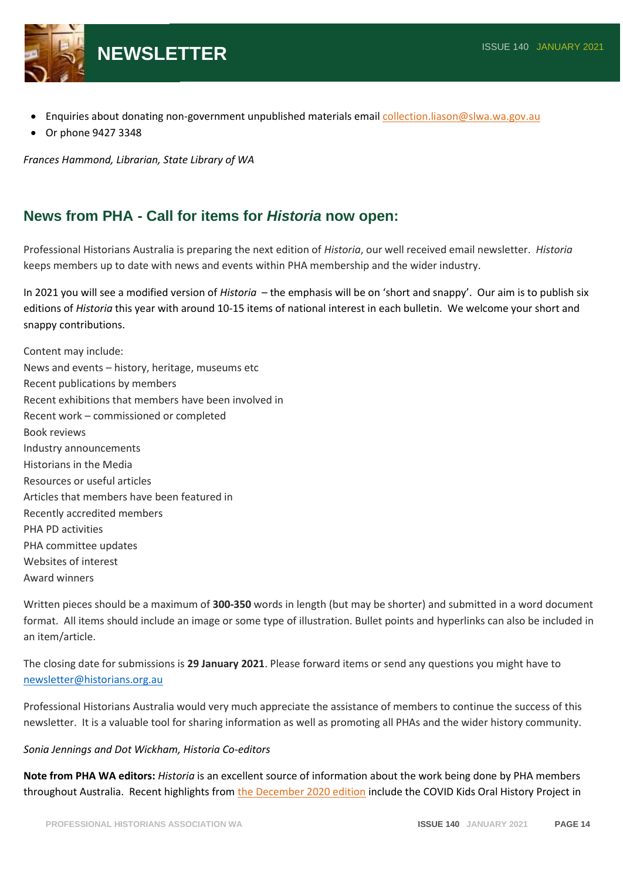- Enquiries about donating non-government unpublished materials email collection.liason@slwa.wa.gov.au
- Or phone 9427 3348

*Frances Hammond, Librarian, State Library of WA*

## News from PHA - Call for items for *Historia* now open:

Professional Historians Australia is preparing the next edition of *Historia*, our well received email newsletter. *Historia* keeps members up to date with news and events within PHA membership and the wider industry.

In 2021 you will see a modified version of *Historia* – the emphasis will be on 'short and snappy'. Our aim is to publish six editions of *Historia* this year with around 10-15 items of national interest in each bulletin. We welcome your short and snappy contributions.

Content may include:
News and events – history, heritage, museums etc
Recent publications by members
Recent exhibitions that members have been involved in
Recent work – commissioned or completed
Book reviews
Industry announcements
Historians in the Media
Resources or useful articles
Articles that members have been featured in
Recently accredited members
PHA PD activities
PHA committee updates
Websites of interest
Award winners

Written pieces should be a maximum of **300-350** words in length (but may be shorter) and submitted in a word document format. All items should include an image or some type of illustration. Bullet points and hyperlinks can also be included in an item/article.

The closing date for submissions is **29 January 2021**. Please forward items or send any questions you might have to newsletter@historians.org.au

Professional Historians Australia would very much appreciate the assistance of members to continue the success of this newsletter. It is a valuable tool for sharing information as well as promoting all PHAs and the wider history community.

*Sonia Jennings and Dot Wickham, Historia Co-editors*

**Note from PHA WA editors:** *Historia* is an excellent source of information about the work being done by PHA members throughout Australia. Recent highlights from the December 2020 edition include the COVID Kids Oral History Project in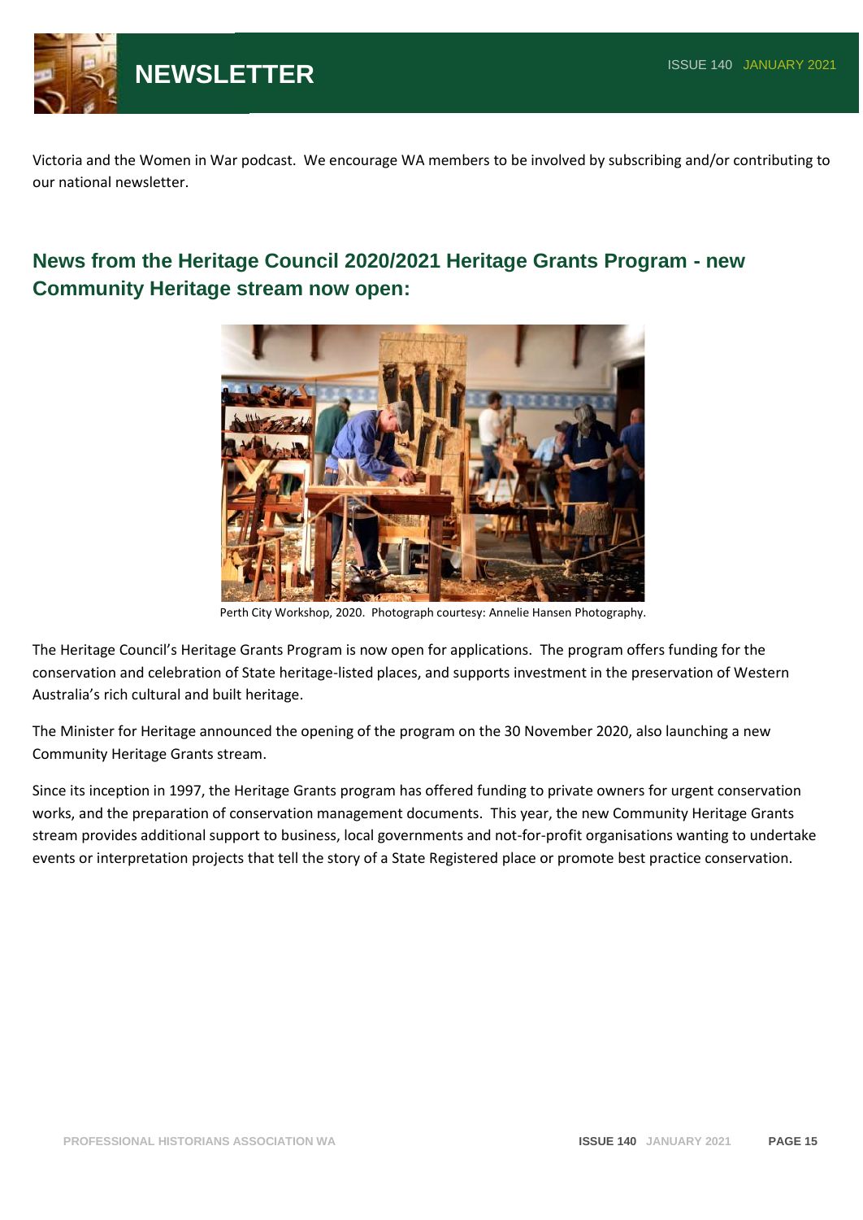Victoria and the Women in War podcast. We encourage WA members to be involved by subscribing and/or contributing to our national newsletter.

## News from the Heritage Council 2020/2021 Heritage Grants Program - new Community Heritage stream now open:

Perth City Workshop, 2020. Photograph courtesy: Annelie Hansen Photography.

The Heritage Council's Heritage Grants Program is now open for applications. The program offers funding for the conservation and celebration of State heritage-listed places, and supports investment in the preservation of Western Australia's rich cultural and built heritage.

The Minister for Heritage announced the opening of the program on the 30 November 2020, also launching a new Community Heritage Grants stream.

Since its inception in 1997, the Heritage Grants program has offered funding to private owners for urgent conservation works, and the preparation of conservation management documents. This year, the new Community Heritage Grants stream provides additional support to business, local governments and not-for-profit organisations wanting to undertake events or interpretation projects that tell the story of a State Registered place or promote best practice conservation.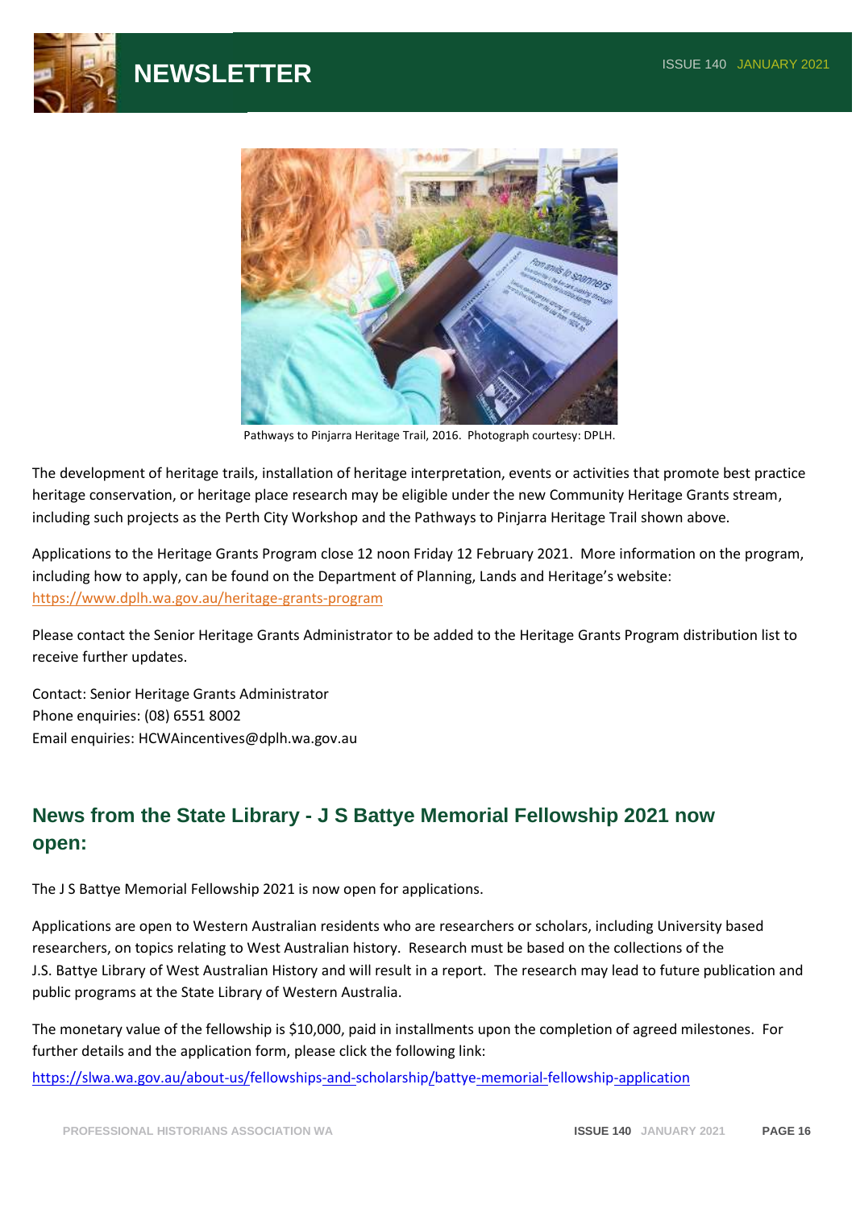Pathways to Pinjarra Heritage Trail, 2016. Photograph courtesy: DPLH.

The development of heritage trails, installation of heritage interpretation, events or activities that promote best practice heritage conservation, or heritage place research may be eligible under the new Community Heritage Grants stream, including such projects as the Perth City Workshop and the Pathways to Pinjarra Heritage Trail shown above.

Applications to the Heritage Grants Program close 12 noon Friday 12 February 2021. More information on the program, including how to apply, can be found on the Department of Planning, Lands and Heritage's website: https://www.dplh.wa.gov.au/heritage-grants-program

Please contact the Senior Heritage Grants Administrator to be added to the Heritage Grants Program distribution list to receive further updates.

Contact: Senior Heritage Grants Administrator
Phone enquiries: (08) 6551 8002
Email enquiries: HCWAincentives@dplh.wa.gov.au

## News from the State Library - J S Battye Memorial Fellowship 2021 now open:

The J S Battye Memorial Fellowship 2021 is now open for applications.

Applications are open to Western Australian residents who are researchers or scholars, including University based researchers, on topics relating to West Australian history. Research must be based on the collections of the J.S. Battye Library of West Australian History and will result in a report. The research may lead to future publication and public programs at the State Library of Western Australia.

The monetary value of the fellowship is $10,000, paid in installments upon the completion of agreed milestones. For further details and the application form, please click the following link:

https://slwa.wa.gov.au/about-us/fellowships-and-scholarship/battye-memorial-fellowship-application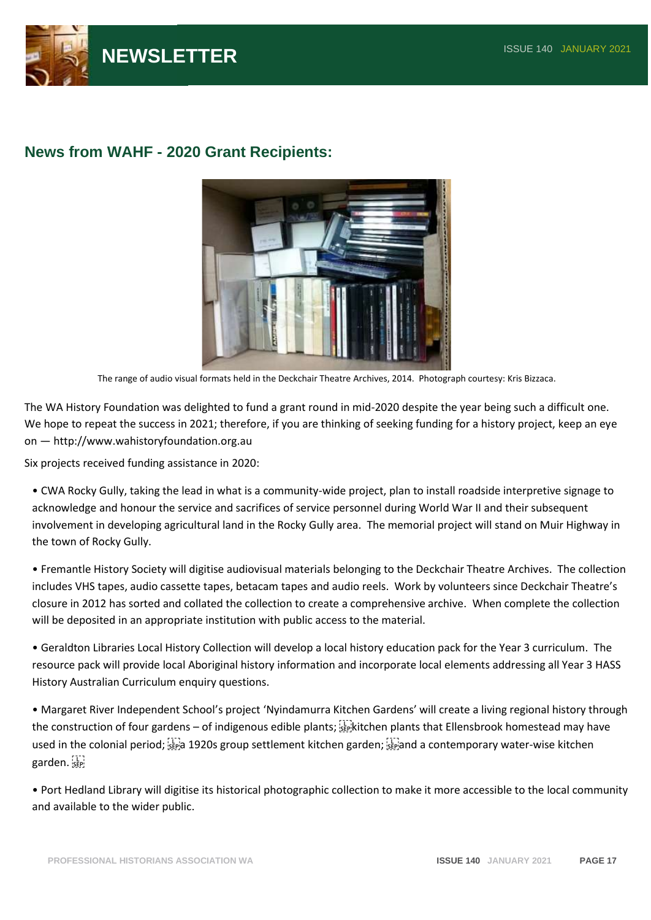## News from WAHF - 2020 Grant Recipients:

The range of audio visual formats held in the Deckchair Theatre Archives, 2014. Photograph courtesy: Kris Bizzaca.

The WA History Foundation was delighted to fund a grant round in mid-2020 despite the year being such a difficult one. We hope to repeat the success in 2021; therefore, if you are thinking of seeking funding for a history project, keep an eye on — http://www.wahistoryfoundation.org.au

Six projects received funding assistance in 2020:

- CWA Rocky Gully, taking the lead in what is a community-wide project, plan to install roadside interpretive signage to acknowledge and honour the service and sacrifices of service personnel during World War II and their subsequent involvement in developing agricultural land in the Rocky Gully area. The memorial project will stand on Muir Highway in the town of Rocky Gully.

- Fremantle History Society will digitise audiovisual materials belonging to the Deckchair Theatre Archives. The collection includes VHS tapes, audio cassette tapes, betacam tapes and audio reels. Work by volunteers since Deckchair Theatre's closure in 2012 has sorted and collated the collection to create a comprehensive archive. When complete the collection will be deposited in an appropriate institution with public access to the material.

- Geraldton Libraries Local History Collection will develop a local history education pack for the Year 3 curriculum. The resource pack will provide local Aboriginal history information and incorporate local elements addressing all Year 3 HASS History Australian Curriculum enquiry questions.

- Margaret River Independent School's project 'Nyindamurra Kitchen Gardens' will create a living regional history through the construction of four gardens – of indigenous edible plants; kitchen plants that Ellensbrook homestead may have used in the colonial period; a 1920s group settlement kitchen garden; and a contemporary water-wise kitchen garden.

- Port Hedland Library will digitise its historical photographic collection to make it more accessible to the local community and available to the wider public.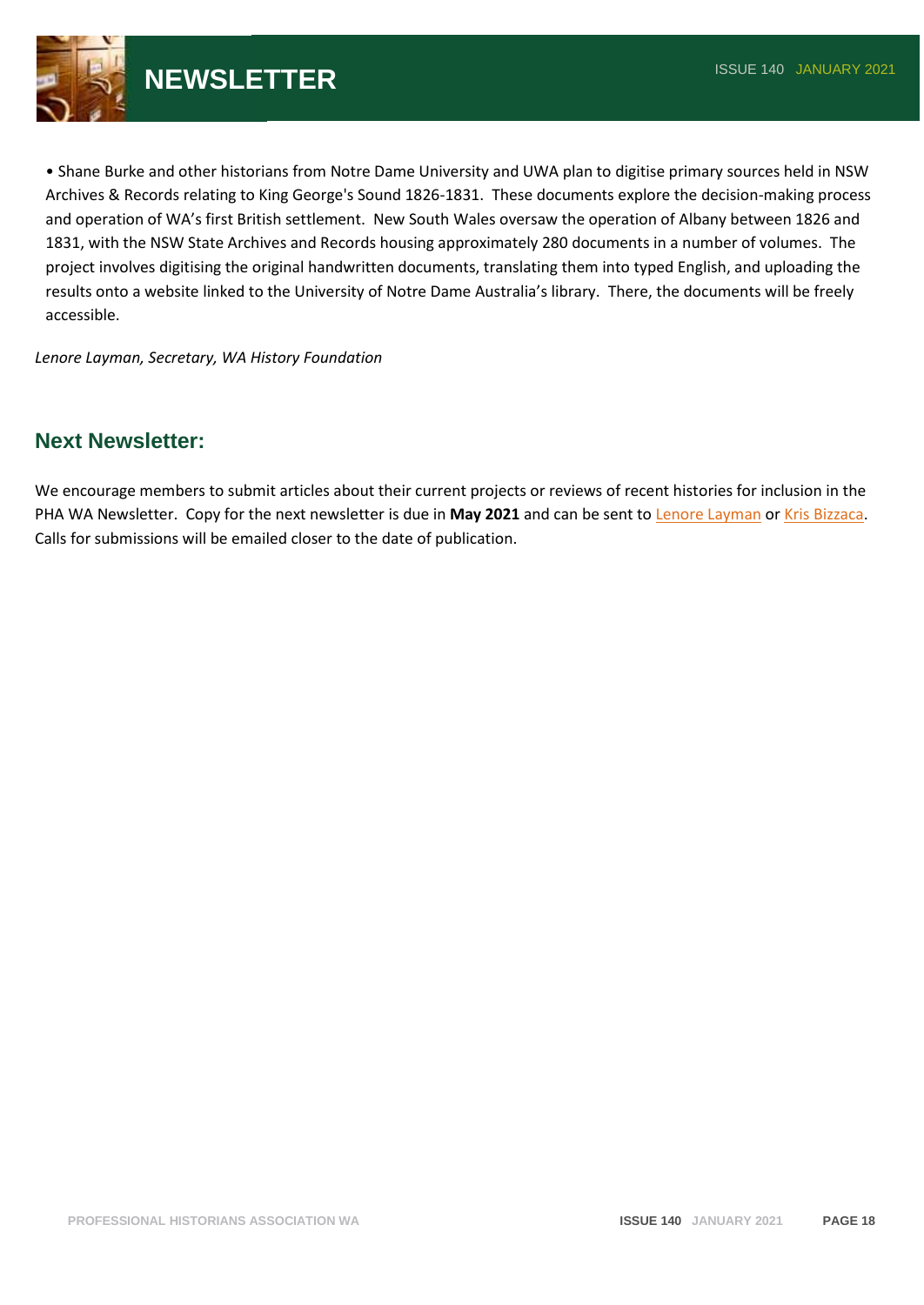- Shane Burke and other historians from Notre Dame University and UWA plan to digitise primary sources held in NSW Archives & Records relating to King George's Sound 1826-1831. These documents explore the decision-making process and operation of WA's first British settlement. New South Wales oversaw the operation of Albany between 1826 and 1831, with the NSW State Archives and Records housing approximately 280 documents in a number of volumes. The project involves digitising the original handwritten documents, translating them into typed English, and uploading the results onto a website linked to the University of Notre Dame Australia's library. There, the documents will be freely accessible.

*Lenore Layman, Secretary, WA History Foundation*

## Next Newsletter:

We encourage members to submit articles about their current projects or reviews of recent histories for inclusion in the PHA WA Newsletter. Copy for the next newsletter is due in **May 2021** and can be sent to Lenore Layman or Kris Bizzaca. Calls for submissions will be emailed closer to the date of publication.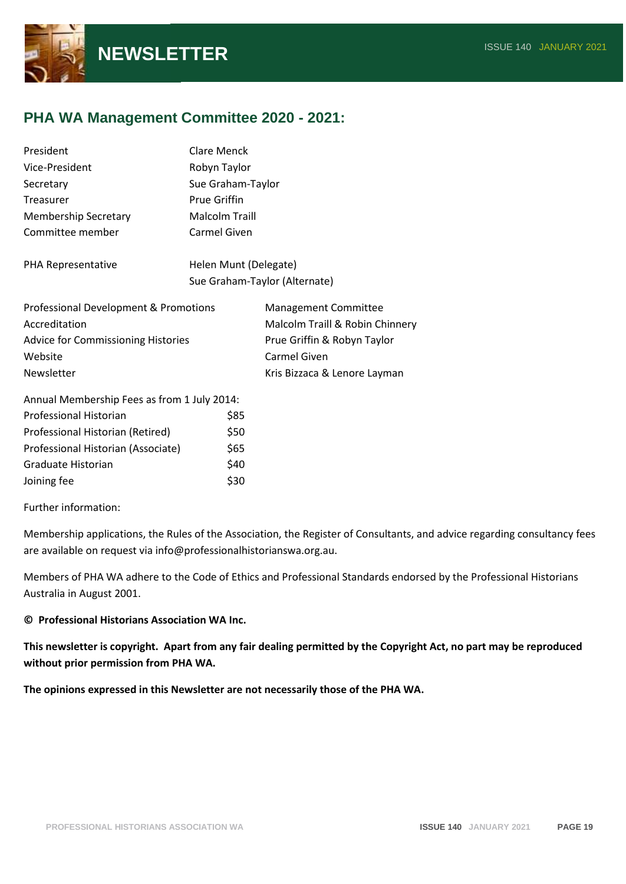## PHA WA Management Committee 2020 - 2021:

| | |
|---|---|
| President | Clare Menck |
| Vice-President | Robyn Taylor |
| Secretary | Sue Graham-Taylor |
| Treasurer | Prue Griffin |
| Membership Secretary | Malcolm Traill |
| Committee member | Carmel Given |

| | |
|---|---|
| PHA Representative | Helen Munt (Delegate) |
| | Sue Graham-Taylor (Alternate) |

| | |
|---|---|
| Professional Development & Promotions | Management Committee |
| Accreditation | Malcolm Traill & Robin Chinnery |
| Advice for Commissioning Histories | Prue Griffin & Robyn Taylor |
| Website | Carmel Given |
| Newsletter | Kris Bizzaca & Lenore Layman |

Annual Membership Fees as from 1 July 2014:

| | |
|---|---|
| Professional Historian | $85 |
| Professional Historian (Retired) | $50 |
| Professional Historian (Associate) | $65 |
| Graduate Historian | $40 |
| Joining fee | $30 |

Further information:

Membership applications, the Rules of the Association, the Register of Consultants, and advice regarding consultancy fees are available on request via info@professionalhistorianswa.org.au.

Members of PHA WA adhere to the Code of Ethics and Professional Standards endorsed by the Professional Historians Australia in August 2001.

**© Professional Historians Association WA Inc.**

**This newsletter is copyright. Apart from any fair dealing permitted by the Copyright Act, no part may be reproduced without prior permission from PHA WA.**

**The opinions expressed in this Newsletter are not necessarily those of the PHA WA.**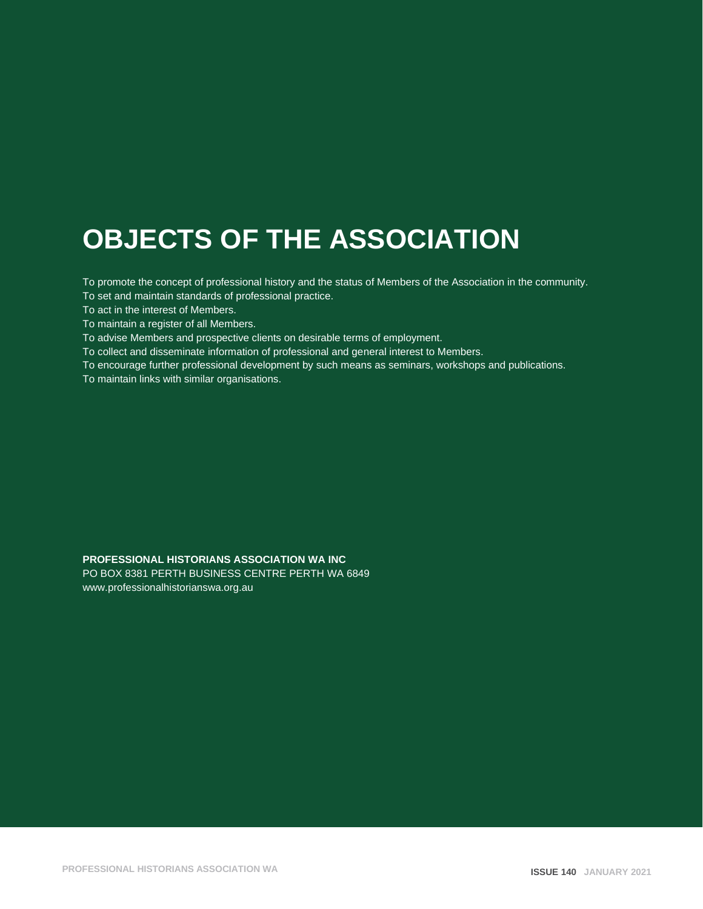# OBJECTS OF THE ASSOCIATION

To promote the concept of professional history and the status of Members of the Association in the community.
To set and maintain standards of professional practice.
To act in the interest of Members.
To maintain a register of all Members.
To advise Members and prospective clients on desirable terms of employment.
To collect and disseminate information of professional and general interest to Members.
To encourage further professional development by such means as seminars, workshops and publications.
To maintain links with similar organisations.

**PROFESSIONAL HISTORIANS ASSOCIATION WA INC**
PO BOX 8381 PERTH BUSINESS CENTRE PERTH WA 6849
www.professionalhistorianswa.org.au